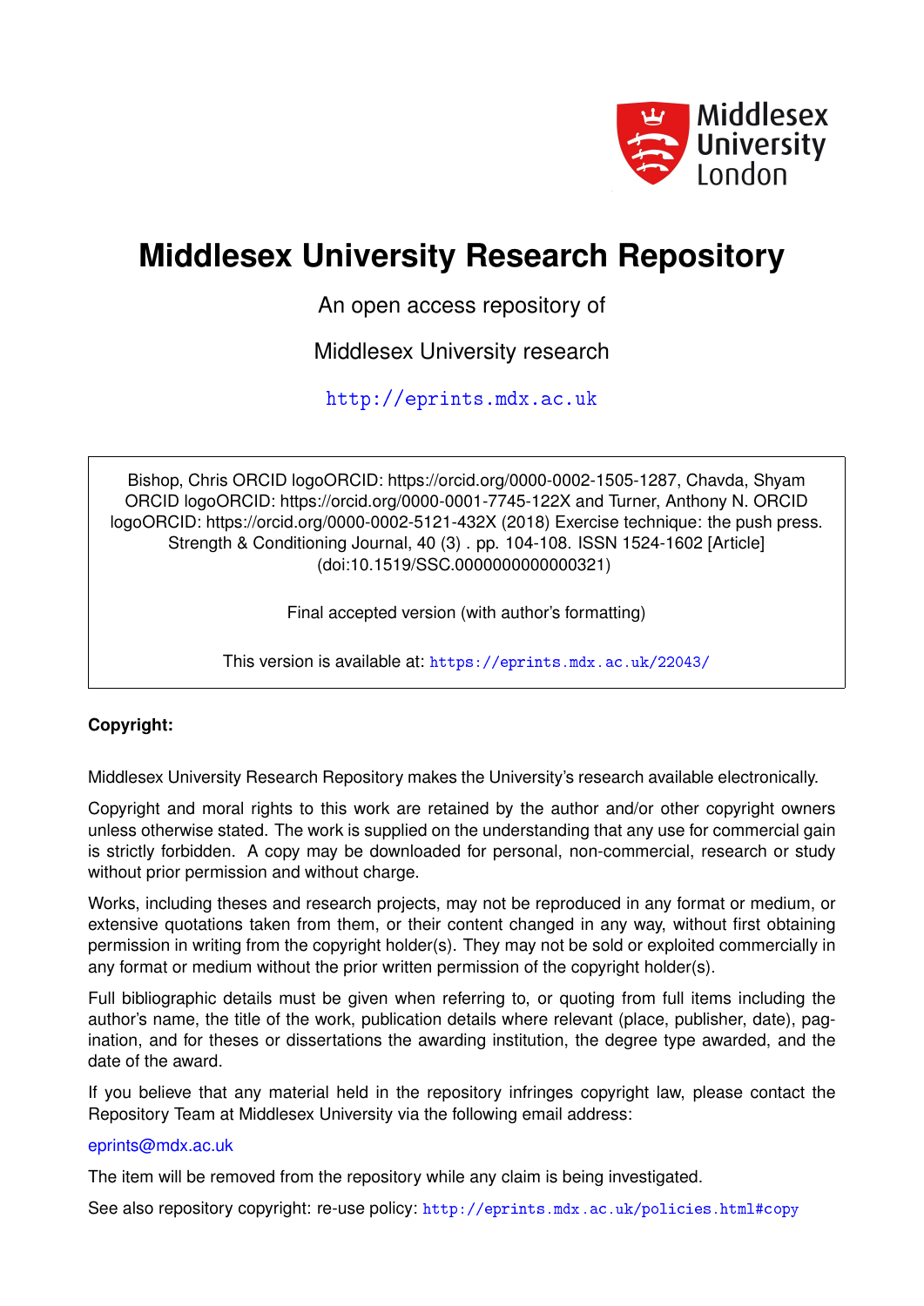Middlesex University London

# Middlesex University Research Repository

An open access repository of

Middlesex University research

http://eprints.mdx.ac.uk

Bishop, Chris ORCID logoORCID: https://orcid.org/0000-0002-1505-1287, Chavda, Shyam ORCID logoORCID: https://orcid.org/0000-0001-7745-122X and Turner, Anthony N. ORCID logoORCID: https://orcid.org/0000-0002-5121-432X (2018) Exercise technique: the push press. Strength & Conditioning Journal, 40 (3) . pp. 104-108. ISSN 1524-1602 [Article] (doi:10.1519/SSC.0000000000000321)

Final accepted version (with author's formatting)

This version is available at: https://eprints.mdx.ac.uk/22043/

**Copyright:**

Middlesex University Research Repository makes the University's research available electronically.

Copyright and moral rights to this work are retained by the author and/or other copyright owners unless otherwise stated. The work is supplied on the understanding that any use for commercial gain is strictly forbidden. A copy may be downloaded for personal, non-commercial, research or study without prior permission and without charge.

Works, including theses and research projects, may not be reproduced in any format or medium, or extensive quotations taken from them, or their content changed in any way, without first obtaining permission in writing from the copyright holder(s). They may not be sold or exploited commercially in any format or medium without the prior written permission of the copyright holder(s).

Full bibliographic details must be given when referring to, or quoting from full items including the author's name, the title of the work, publication details where relevant (place, publisher, date), pagination, and for theses or dissertations the awarding institution, the degree type awarded, and the date of the award.

If you believe that any material held in the repository infringes copyright law, please contact the Repository Team at Middlesex University via the following email address:

eprints@mdx.ac.uk

The item will be removed from the repository while any claim is being investigated.

See also repository copyright: re-use policy: http://eprints.mdx.ac.uk/policies.html#copy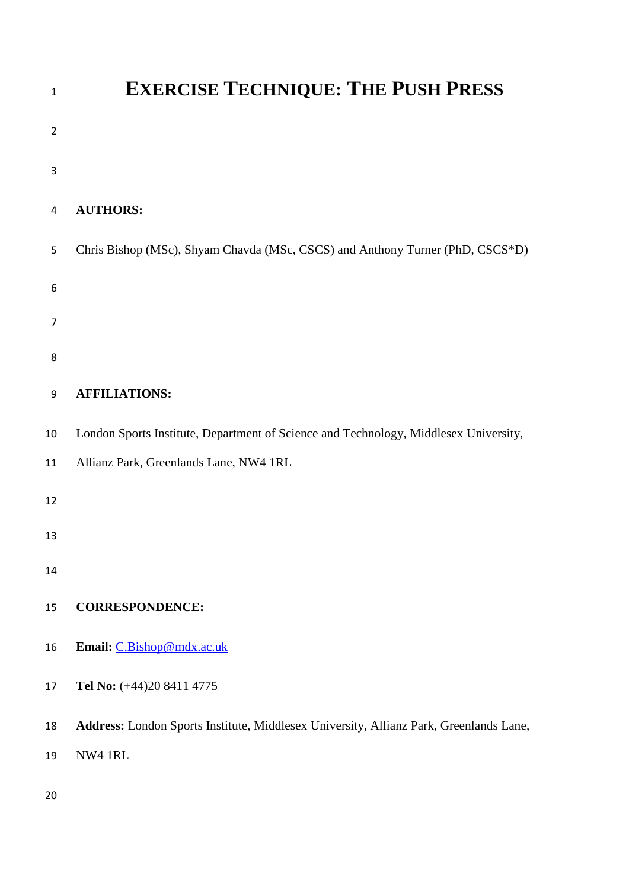# Exercise Technique: The Push Press

**AUTHORS:**

Chris Bishop (MSc), Shyam Chavda (MSc, CSCS) and Anthony Turner (PhD, CSCS*D)

**AFFILIATIONS:**

London Sports Institute, Department of Science and Technology, Middlesex University, Allianz Park, Greenlands Lane, NW4 1RL

**CORRESPONDENCE:**

**Email:** C.Bishop@mdx.ac.uk

**Tel No:** (+44)20 8411 4775

**Address:** London Sports Institute, Middlesex University, Allianz Park, Greenlands Lane, NW4 1RL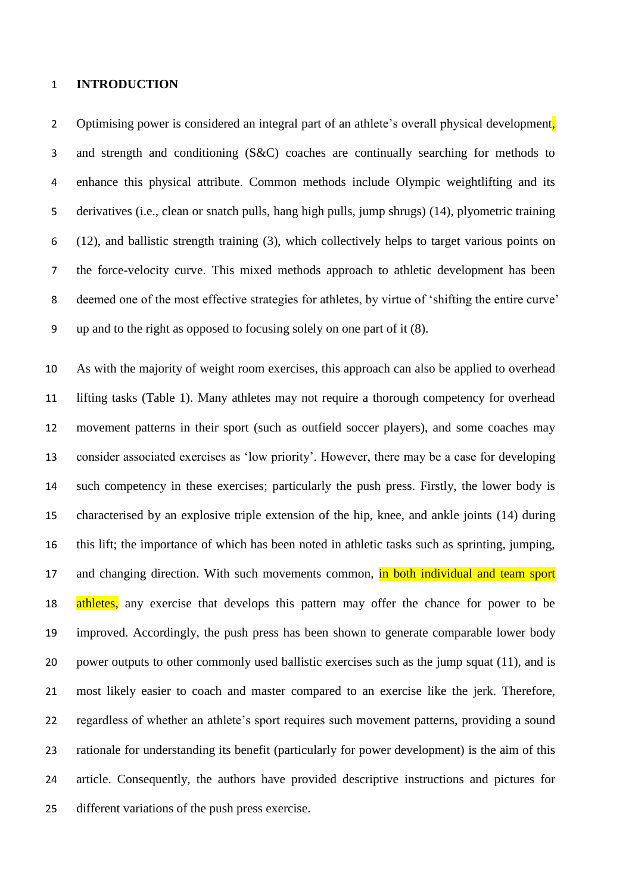# INTRODUCTION

Optimising power is considered an integral part of an athlete's overall physical development, and strength and conditioning (S&C) coaches are continually searching for methods to enhance this physical attribute. Common methods include Olympic weightlifting and its derivatives (i.e., clean or snatch pulls, hang high pulls, jump shrugs) (14), plyometric training (12), and ballistic strength training (3), which collectively helps to target various points on the force-velocity curve. This mixed methods approach to athletic development has been deemed one of the most effective strategies for athletes, by virtue of 'shifting the entire curve' up and to the right as opposed to focusing solely on one part of it (8).

As with the majority of weight room exercises, this approach can also be applied to overhead lifting tasks (Table 1). Many athletes may not require a thorough competency for overhead movement patterns in their sport (such as outfield soccer players), and some coaches may consider associated exercises as 'low priority'. However, there may be a case for developing such competency in these exercises; particularly the push press. Firstly, the lower body is characterised by an explosive triple extension of the hip, knee, and ankle joints (14) during this lift; the importance of which has been noted in athletic tasks such as sprinting, jumping, and changing direction. With such movements common, in both individual and team sport athletes, any exercise that develops this pattern may offer the chance for power to be improved. Accordingly, the push press has been shown to generate comparable lower body power outputs to other commonly used ballistic exercises such as the jump squat (11), and is most likely easier to coach and master compared to an exercise like the jerk. Therefore, regardless of whether an athlete's sport requires such movement patterns, providing a sound rationale for understanding its benefit (particularly for power development) is the aim of this article. Consequently, the authors have provided descriptive instructions and pictures for different variations of the push press exercise.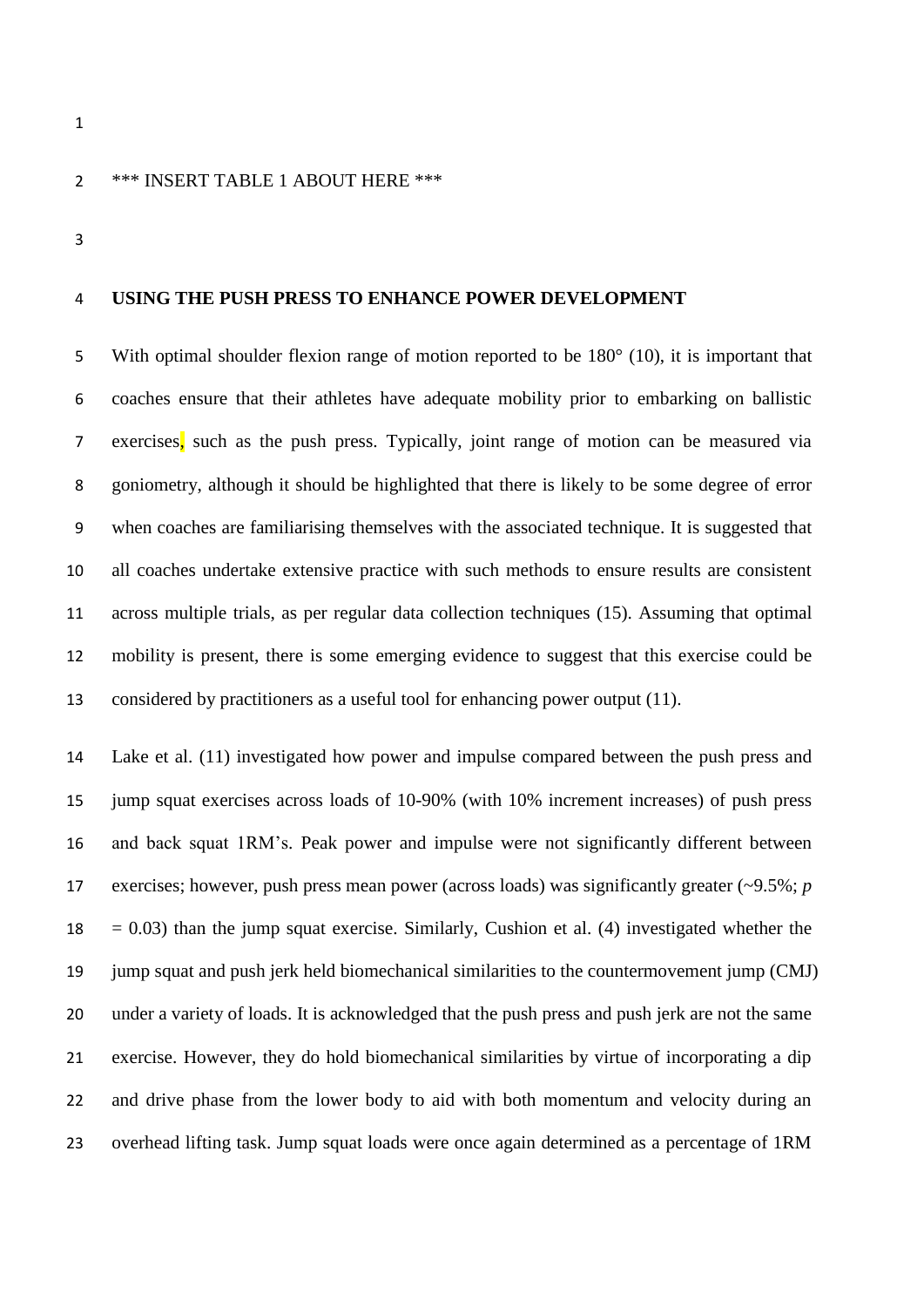*** INSERT TABLE 1 ABOUT HERE ***

## USING THE PUSH PRESS TO ENHANCE POWER DEVELOPMENT

With optimal shoulder flexion range of motion reported to be 180° (10), it is important that coaches ensure that their athletes have adequate mobility prior to embarking on ballistic exercises, such as the push press. Typically, joint range of motion can be measured via goniometry, although it should be highlighted that there is likely to be some degree of error when coaches are familiarising themselves with the associated technique. It is suggested that all coaches undertake extensive practice with such methods to ensure results are consistent across multiple trials, as per regular data collection techniques (15). Assuming that optimal mobility is present, there is some emerging evidence to suggest that this exercise could be considered by practitioners as a useful tool for enhancing power output (11).

Lake et al. (11) investigated how power and impulse compared between the push press and jump squat exercises across loads of 10-90% (with 10% increment increases) of push press and back squat 1RM's. Peak power and impulse were not significantly different between exercises; however, push press mean power (across loads) was significantly greater (~9.5%; $p = 0.03$) than the jump squat exercise. Similarly, Cushion et al. (4) investigated whether the jump squat and push jerk held biomechanical similarities to the countermovement jump (CMJ) under a variety of loads. It is acknowledged that the push press and push jerk are not the same exercise. However, they do hold biomechanical similarities by virtue of incorporating a dip and drive phase from the lower body to aid with both momentum and velocity during an overhead lifting task. Jump squat loads were once again determined as a percentage of 1RM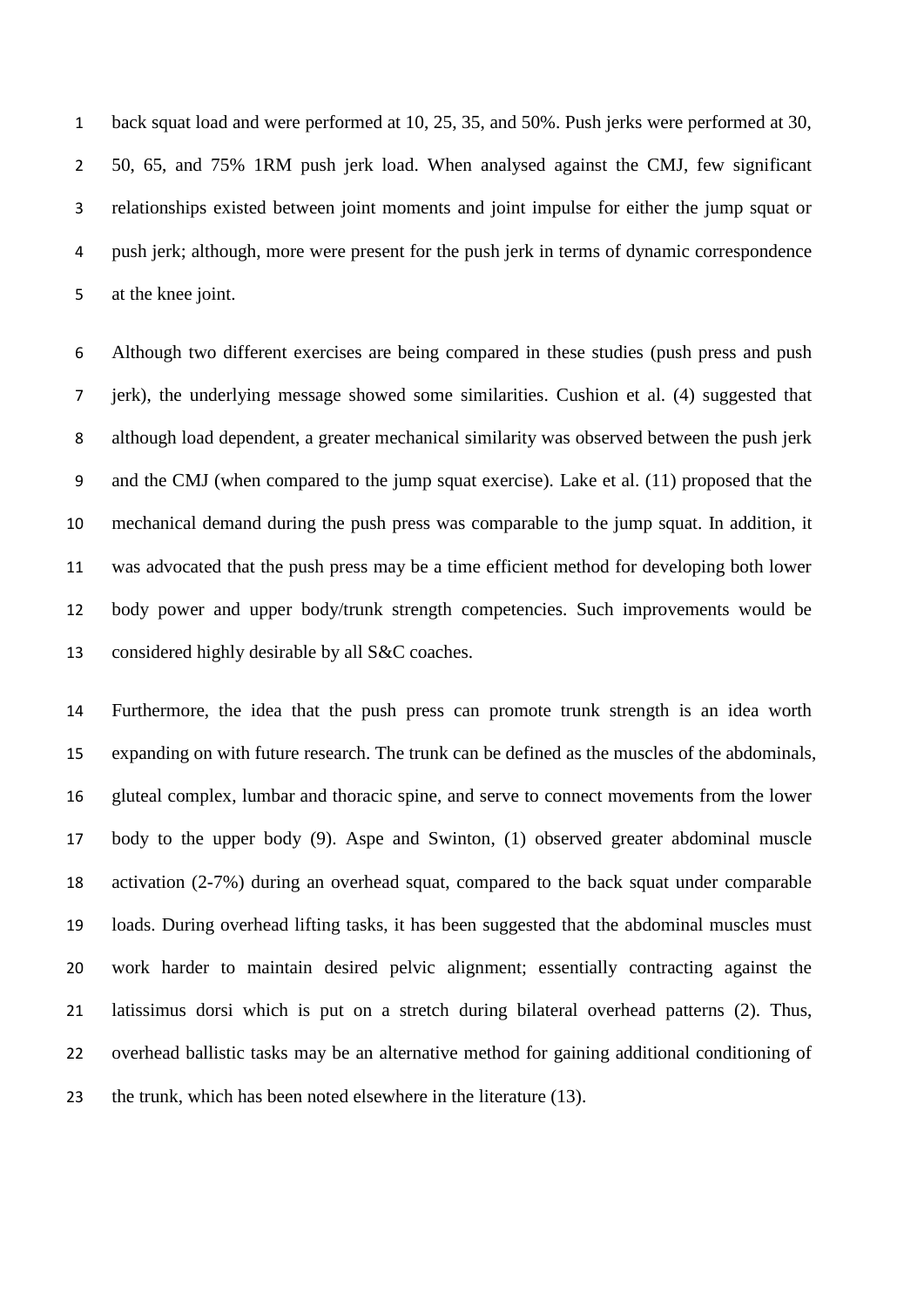back squat load and were performed at 10, 25, 35, and 50%. Push jerks were performed at 30, 50, 65, and 75% 1RM push jerk load. When analysed against the CMJ, few significant relationships existed between joint moments and joint impulse for either the jump squat or push jerk; although, more were present for the push jerk in terms of dynamic correspondence at the knee joint.

Although two different exercises are being compared in these studies (push press and push jerk), the underlying message showed some similarities. Cushion et al. (4) suggested that although load dependent, a greater mechanical similarity was observed between the push jerk and the CMJ (when compared to the jump squat exercise). Lake et al. (11) proposed that the mechanical demand during the push press was comparable to the jump squat. In addition, it was advocated that the push press may be a time efficient method for developing both lower body power and upper body/trunk strength competencies. Such improvements would be considered highly desirable by all S&C coaches.

Furthermore, the idea that the push press can promote trunk strength is an idea worth expanding on with future research. The trunk can be defined as the muscles of the abdominals, gluteal complex, lumbar and thoracic spine, and serve to connect movements from the lower body to the upper body (9). Aspe and Swinton, (1) observed greater abdominal muscle activation (2-7%) during an overhead squat, compared to the back squat under comparable loads. During overhead lifting tasks, it has been suggested that the abdominal muscles must work harder to maintain desired pelvic alignment; essentially contracting against the latissimus dorsi which is put on a stretch during bilateral overhead patterns (2). Thus, overhead ballistic tasks may be an alternative method for gaining additional conditioning of the trunk, which has been noted elsewhere in the literature (13).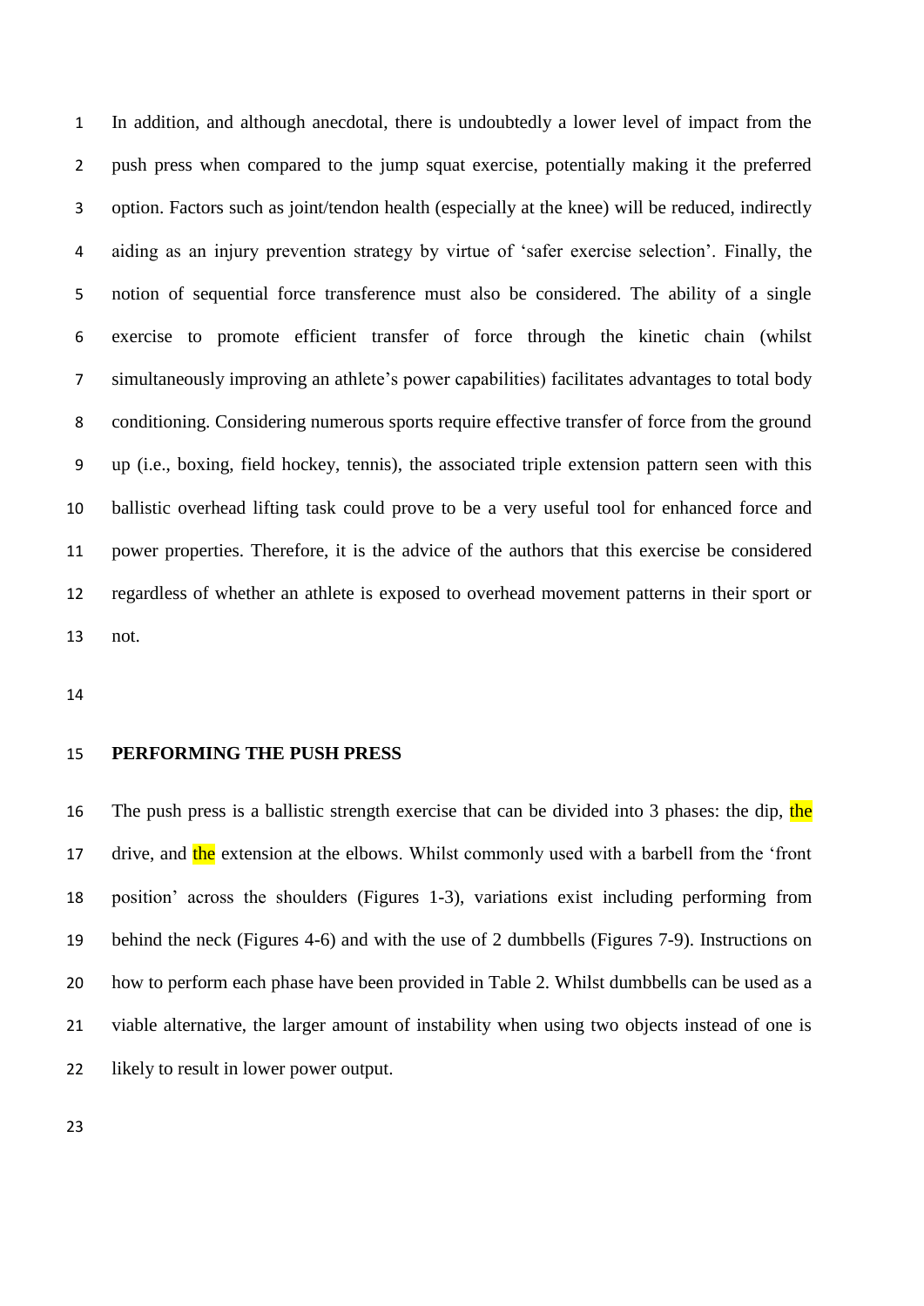In addition, and although anecdotal, there is undoubtedly a lower level of impact from the push press when compared to the jump squat exercise, potentially making it the preferred option. Factors such as joint/tendon health (especially at the knee) will be reduced, indirectly aiding as an injury prevention strategy by virtue of 'safer exercise selection'. Finally, the notion of sequential force transference must also be considered. The ability of a single exercise to promote efficient transfer of force through the kinetic chain (whilst simultaneously improving an athlete's power capabilities) facilitates advantages to total body conditioning. Considering numerous sports require effective transfer of force from the ground up (i.e., boxing, field hockey, tennis), the associated triple extension pattern seen with this ballistic overhead lifting task could prove to be a very useful tool for enhanced force and power properties. Therefore, it is the advice of the authors that this exercise be considered regardless of whether an athlete is exposed to overhead movement patterns in their sport or not.

## PERFORMING THE PUSH PRESS

The push press is a ballistic strength exercise that can be divided into 3 phases: the dip, the drive, and the extension at the elbows. Whilst commonly used with a barbell from the 'front position' across the shoulders (Figures 1-3), variations exist including performing from behind the neck (Figures 4-6) and with the use of 2 dumbbells (Figures 7-9). Instructions on how to perform each phase have been provided in Table 2. Whilst dumbbells can be used as a viable alternative, the larger amount of instability when using two objects instead of one is likely to result in lower power output.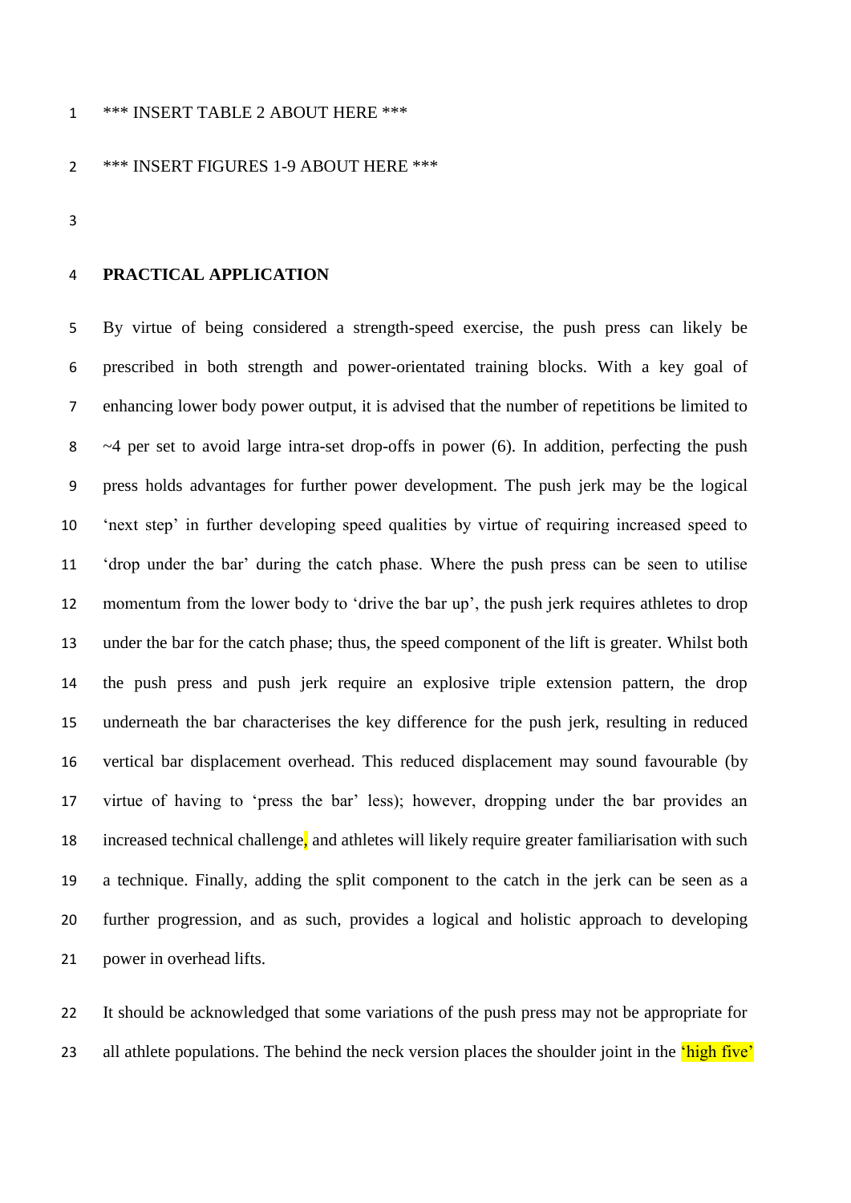*** INSERT TABLE 2 ABOUT HERE ***

*** INSERT FIGURES 1-9 ABOUT HERE ***

## PRACTICAL APPLICATION

By virtue of being considered a strength-speed exercise, the push press can likely be prescribed in both strength and power-orientated training blocks. With a key goal of enhancing lower body power output, it is advised that the number of repetitions be limited to ~4 per set to avoid large intra-set drop-offs in power (6). In addition, perfecting the push press holds advantages for further power development. The push jerk may be the logical 'next step' in further developing speed qualities by virtue of requiring increased speed to 'drop under the bar' during the catch phase. Where the push press can be seen to utilise momentum from the lower body to 'drive the bar up', the push jerk requires athletes to drop under the bar for the catch phase; thus, the speed component of the lift is greater. Whilst both the push press and push jerk require an explosive triple extension pattern, the drop underneath the bar characterises the key difference for the push jerk, resulting in reduced vertical bar displacement overhead. This reduced displacement may sound favourable (by virtue of having to 'press the bar' less); however, dropping under the bar provides an increased technical challenge, and athletes will likely require greater familiarisation with such a technique. Finally, adding the split component to the catch in the jerk can be seen as a further progression, and as such, provides a logical and holistic approach to developing power in overhead lifts.

It should be acknowledged that some variations of the push press may not be appropriate for all athlete populations. The behind the neck version places the shoulder joint in the 'high five'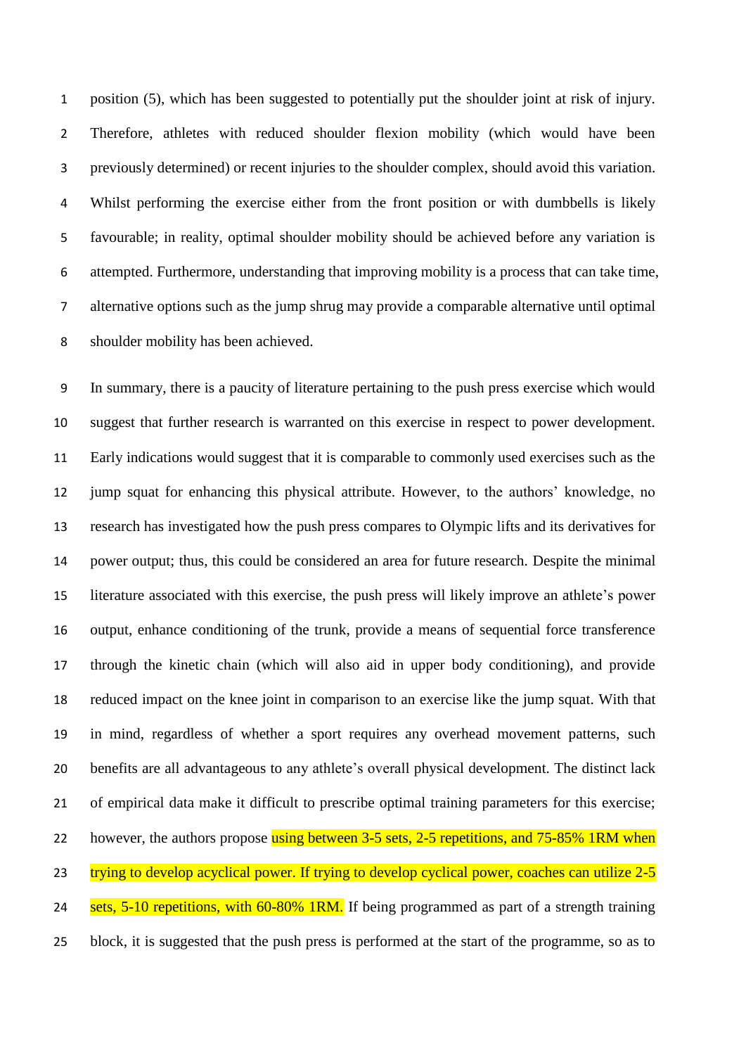position (5), which has been suggested to potentially put the shoulder joint at risk of injury. Therefore, athletes with reduced shoulder flexion mobility (which would have been previously determined) or recent injuries to the shoulder complex, should avoid this variation. Whilst performing the exercise either from the front position or with dumbbells is likely favourable; in reality, optimal shoulder mobility should be achieved before any variation is attempted. Furthermore, understanding that improving mobility is a process that can take time, alternative options such as the jump shrug may provide a comparable alternative until optimal shoulder mobility has been achieved.

In summary, there is a paucity of literature pertaining to the push press exercise which would suggest that further research is warranted on this exercise in respect to power development. Early indications would suggest that it is comparable to commonly used exercises such as the jump squat for enhancing this physical attribute. However, to the authors' knowledge, no research has investigated how the push press compares to Olympic lifts and its derivatives for power output; thus, this could be considered an area for future research. Despite the minimal literature associated with this exercise, the push press will likely improve an athlete's power output, enhance conditioning of the trunk, provide a means of sequential force transference through the kinetic chain (which will also aid in upper body conditioning), and provide reduced impact on the knee joint in comparison to an exercise like the jump squat. With that in mind, regardless of whether a sport requires any overhead movement patterns, such benefits are all advantageous to any athlete's overall physical development. The distinct lack of empirical data make it difficult to prescribe optimal training parameters for this exercise; however, the authors propose using between 3-5 sets, 2-5 repetitions, and 75-85% 1RM when trying to develop acyclical power. If trying to develop cyclical power, coaches can utilize 2-5 sets, 5-10 repetitions, with 60-80% 1RM. If being programmed as part of a strength training block, it is suggested that the push press is performed at the start of the programme, so as to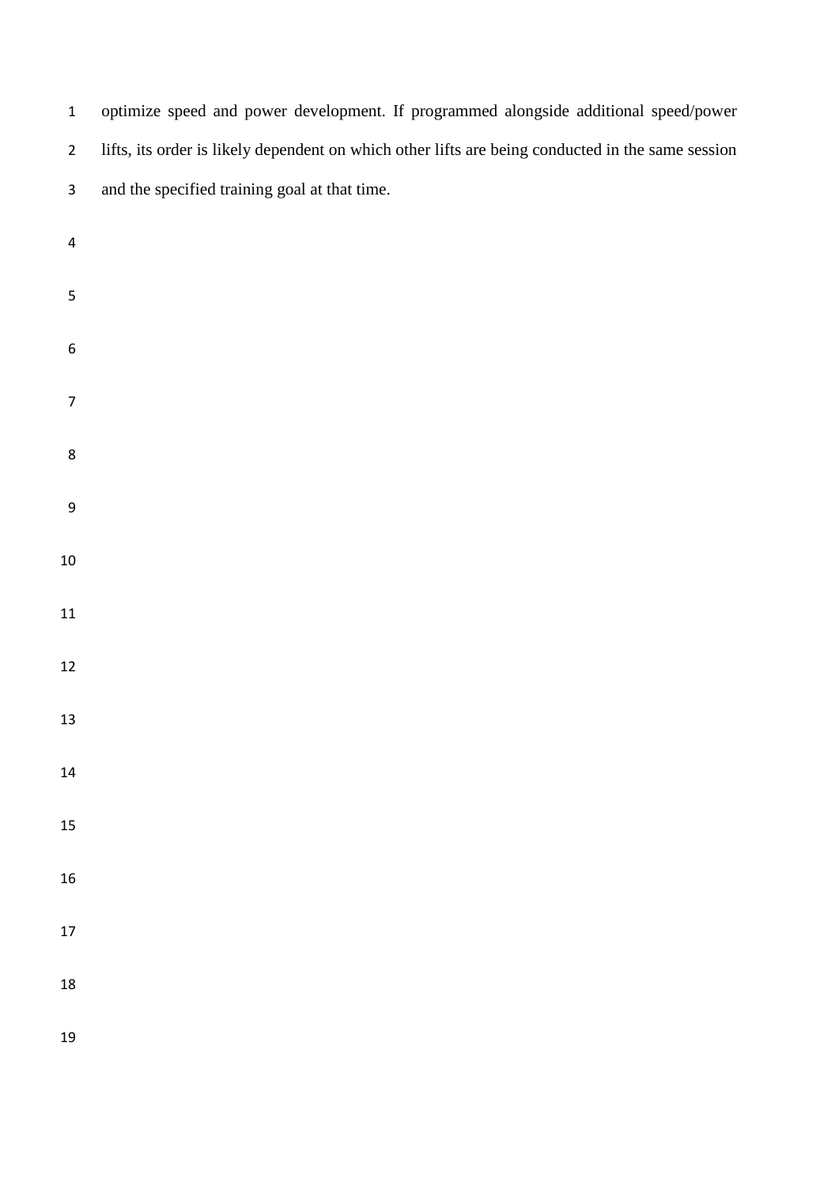optimize speed and power development. If programmed alongside additional speed/power lifts, its order is likely dependent on which other lifts are being conducted in the same session and the specified training goal at that time.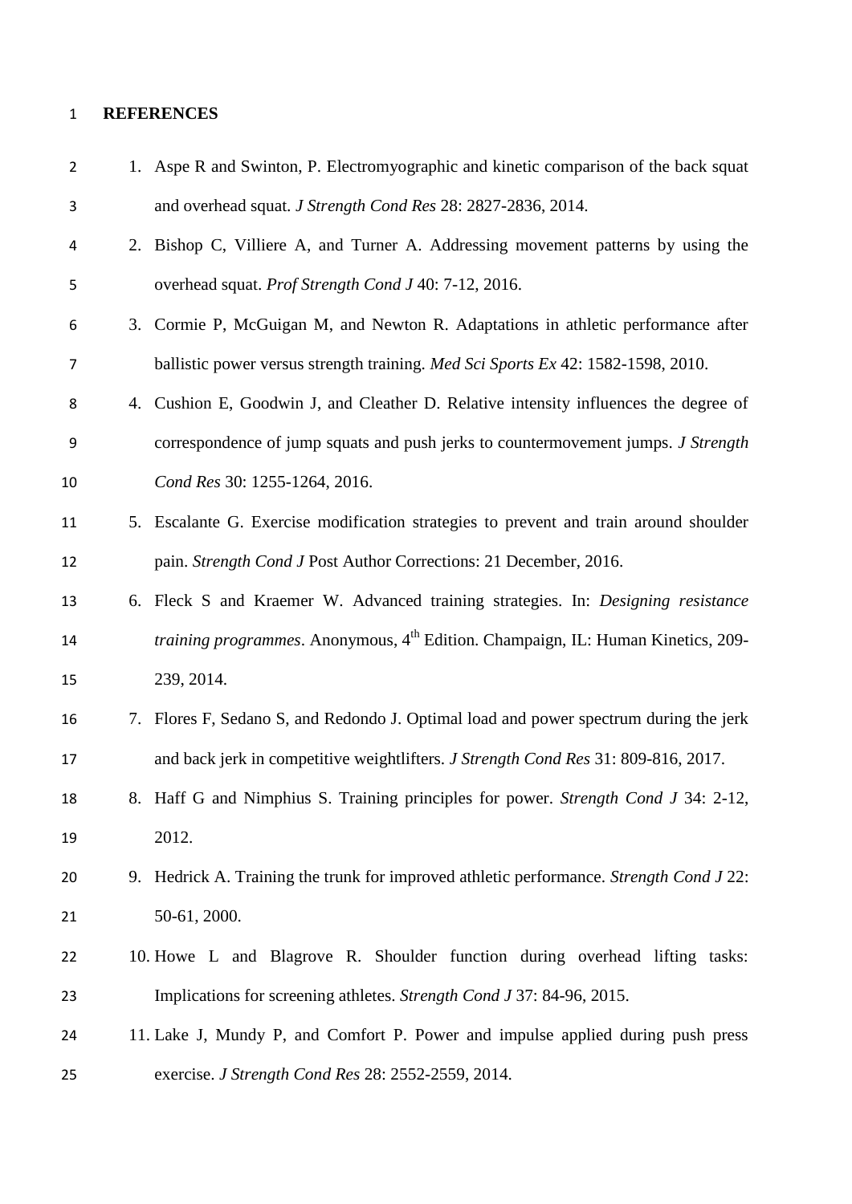**REFERENCES**

1. Aspe R and Swinton, P. Electromyographic and kinetic comparison of the back squat and overhead squat. *J Strength Cond Res* 28: 2827-2836, 2014.
2. Bishop C, Villiere A, and Turner A. Addressing movement patterns by using the overhead squat. *Prof Strength Cond J* 40: 7-12, 2016.
3. Cormie P, McGuigan M, and Newton R. Adaptations in athletic performance after ballistic power versus strength training. *Med Sci Sports Ex* 42: 1582-1598, 2010.
4. Cushion E, Goodwin J, and Cleather D. Relative intensity influences the degree of correspondence of jump squats and push jerks to countermovement jumps. *J Strength Cond Res* 30: 1255-1264, 2016.
5. Escalante G. Exercise modification strategies to prevent and train around shoulder pain. *Strength Cond J* Post Author Corrections: 21 December, 2016.
6. Fleck S and Kraemer W. Advanced training strategies. In: *Designing resistance training programmes*. Anonymous, 4th Edition. Champaign, IL: Human Kinetics, 209-239, 2014.
7. Flores F, Sedano S, and Redondo J. Optimal load and power spectrum during the jerk and back jerk in competitive weightlifters. *J Strength Cond Res* 31: 809-816, 2017.
8. Haff G and Nimphius S. Training principles for power. *Strength Cond J* 34: 2-12, 2012.
9. Hedrick A. Training the trunk for improved athletic performance. *Strength Cond J* 22: 50-61, 2000.
10. Howe L and Blagrove R. Shoulder function during overhead lifting tasks: Implications for screening athletes. *Strength Cond J* 37: 84-96, 2015.
11. Lake J, Mundy P, and Comfort P. Power and impulse applied during push press exercise. *J Strength Cond Res* 28: 2552-2559, 2014.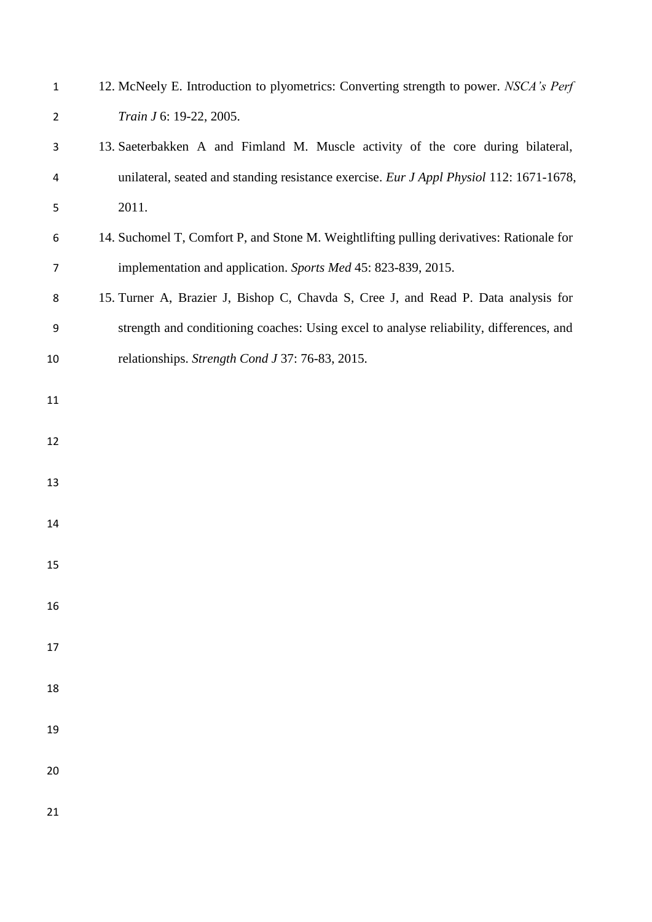12. McNeely E. Introduction to plyometrics: Converting strength to power. *NSCA's Perf Train J* 6: 19-22, 2005.
13. Saeterbakken A and Fimland M. Muscle activity of the core during bilateral, unilateral, seated and standing resistance exercise. *Eur J Appl Physiol* 112: 1671-1678, 2011.
14. Suchomel T, Comfort P, and Stone M. Weightlifting pulling derivatives: Rationale for implementation and application. *Sports Med* 45: 823-839, 2015.
15. Turner A, Brazier J, Bishop C, Chavda S, Cree J, and Read P. Data analysis for strength and conditioning coaches: Using excel to analyse reliability, differences, and relationships. *Strength Cond J* 37: 76-83, 2015.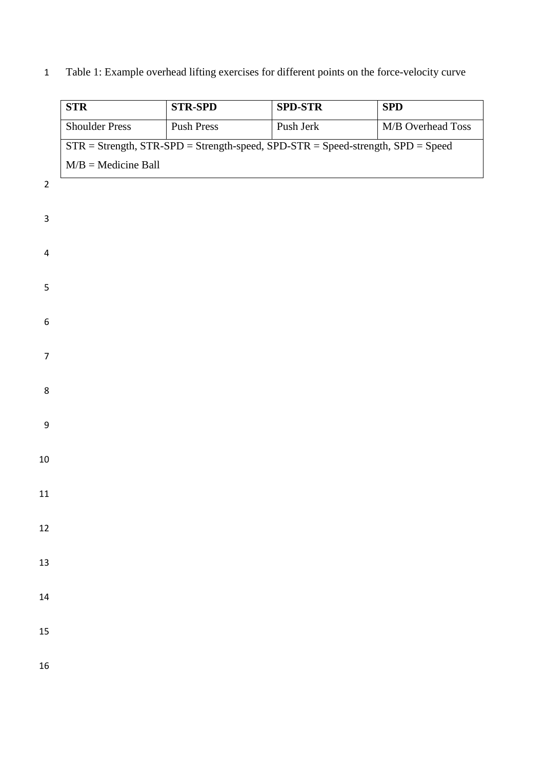Table 1: Example overhead lifting exercises for different points on the force-velocity curve

| STR | STR-SPD | SPD-STR | SPD |
|---|---|---|---|
| Shoulder Press | Push Press | Push Jerk | M/B Overhead Toss |

STR = Strength, STR-SPD = Strength-speed, SPD-STR = Speed-strength, SPD = Speed
M/B = Medicine Ball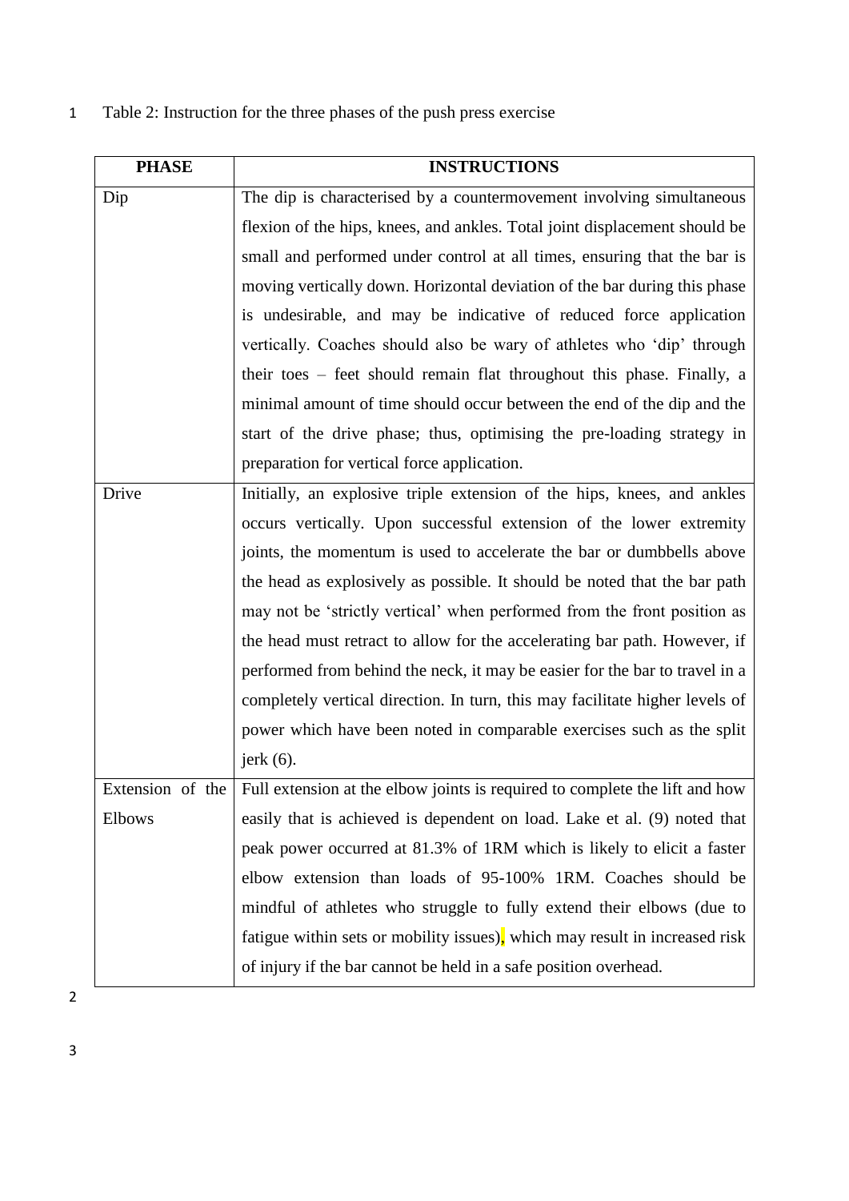Table 2: Instruction for the three phases of the push press exercise

| PHASE | INSTRUCTIONS |
|---|---|
| Dip | The dip is characterised by a countermovement involving simultaneous flexion of the hips, knees, and ankles. Total joint displacement should be small and performed under control at all times, ensuring that the bar is moving vertically down. Horizontal deviation of the bar during this phase is undesirable, and may be indicative of reduced force application vertically. Coaches should also be wary of athletes who 'dip' through their toes – feet should remain flat throughout this phase. Finally, a minimal amount of time should occur between the end of the dip and the start of the drive phase; thus, optimising the pre-loading strategy in preparation for vertical force application. |
| Drive | Initially, an explosive triple extension of the hips, knees, and ankles occurs vertically. Upon successful extension of the lower extremity joints, the momentum is used to accelerate the bar or dumbbells above the head as explosively as possible. It should be noted that the bar path may not be 'strictly vertical' when performed from the front position as the head must retract to allow for the accelerating bar path. However, if performed from behind the neck, it may be easier for the bar to travel in a completely vertical direction. In turn, this may facilitate higher levels of power which have been noted in comparable exercises such as the split jerk (6). |
| Extension of the Elbows | Full extension at the elbow joints is required to complete the lift and how easily that is achieved is dependent on load. Lake et al. (9) noted that peak power occurred at 81.3% of 1RM which is likely to elicit a faster elbow extension than loads of 95-100% 1RM. Coaches should be mindful of athletes who struggle to fully extend their elbows (due to fatigue within sets or mobility issues), which may result in increased risk of injury if the bar cannot be held in a safe position overhead. |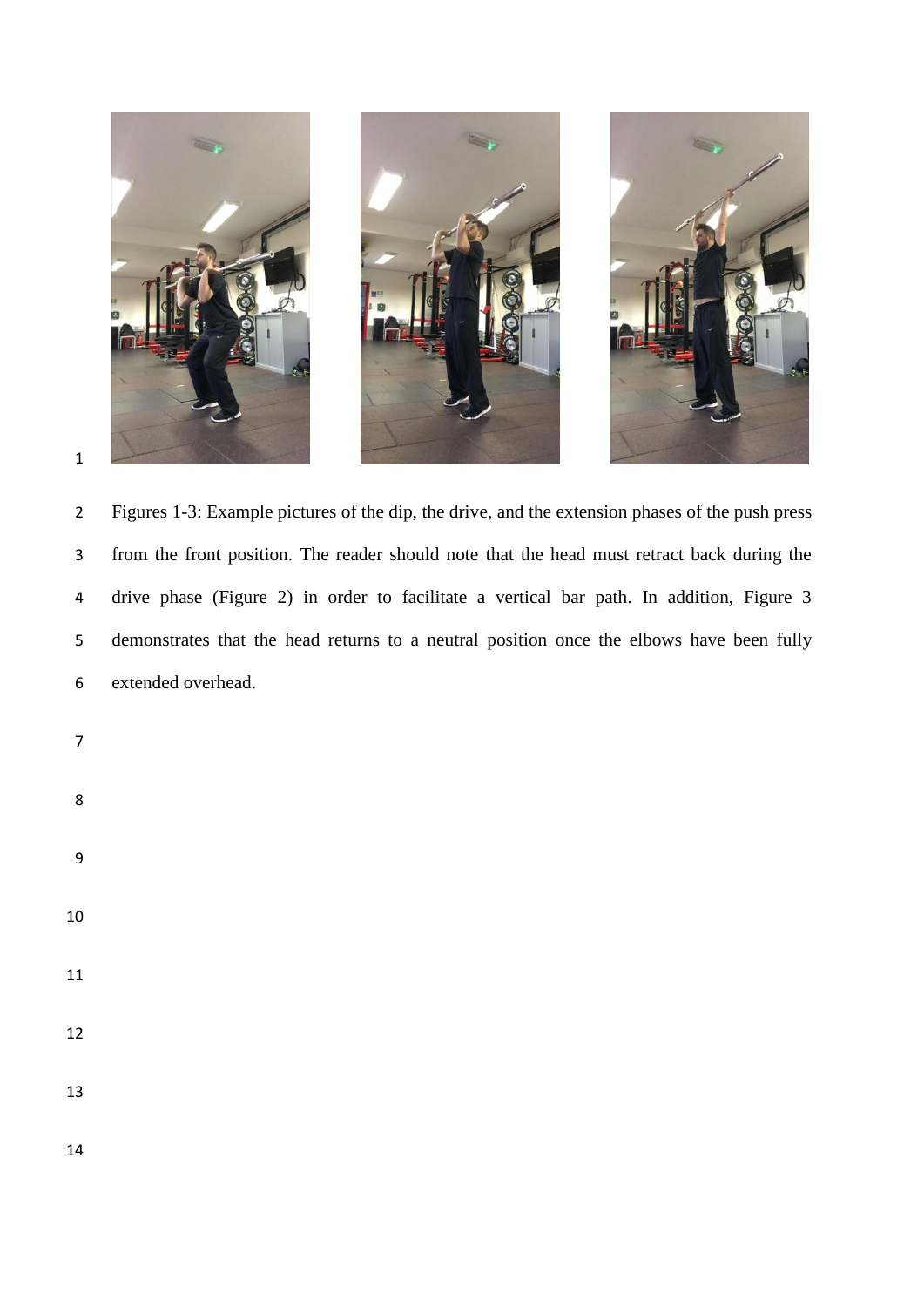Figures 1-3: Example pictures of the dip, the drive, and the extension phases of the push press from the front position. The reader should note that the head must retract back during the drive phase (Figure 2) in order to facilitate a vertical bar path. In addition, Figure 3 demonstrates that the head returns to a neutral position once the elbows have been fully extended overhead.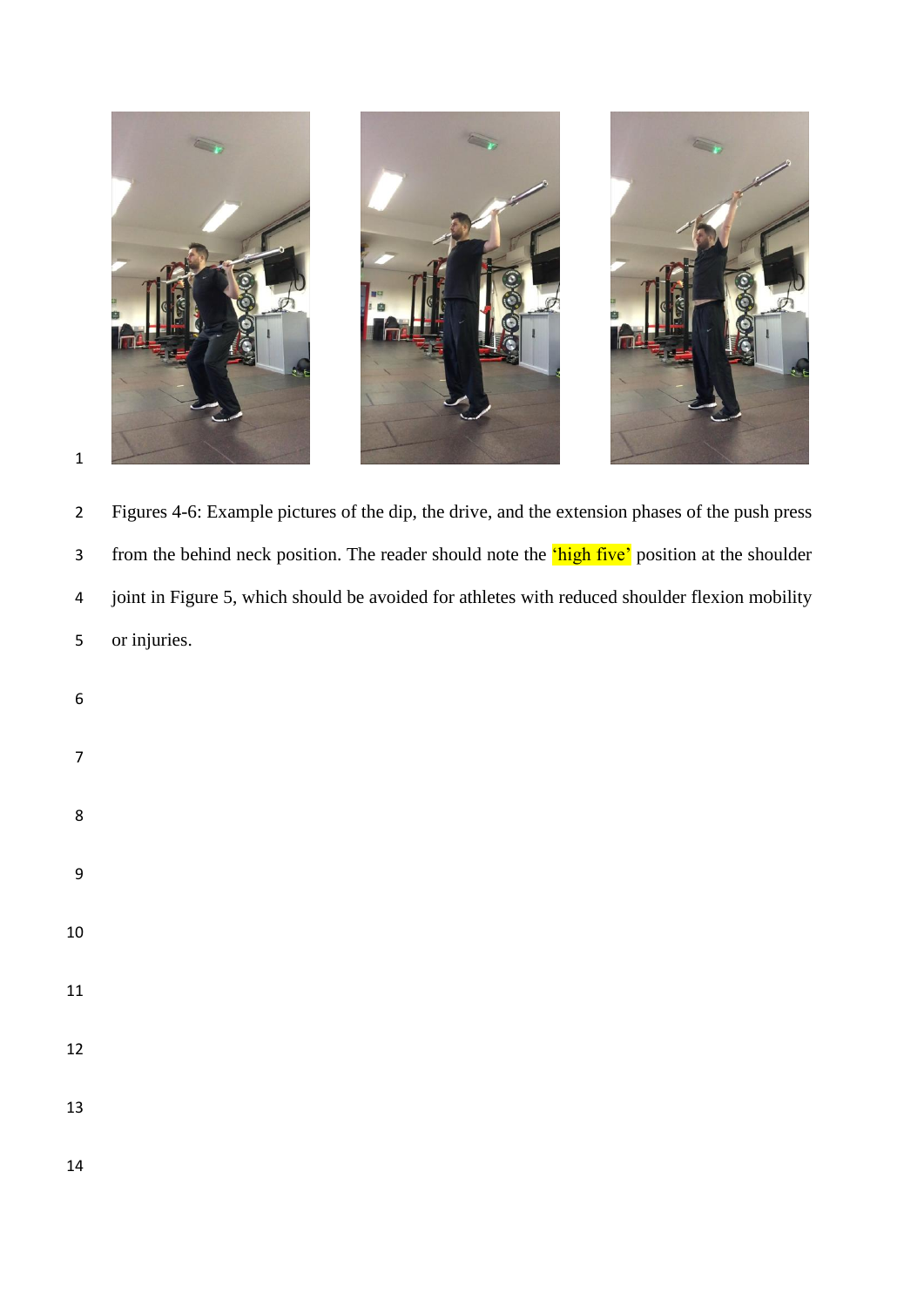Figures 4-6: Example pictures of the dip, the drive, and the extension phases of the push press from the behind neck position. The reader should note the 'high five' position at the shoulder joint in Figure 5, which should be avoided for athletes with reduced shoulder flexion mobility or injuries.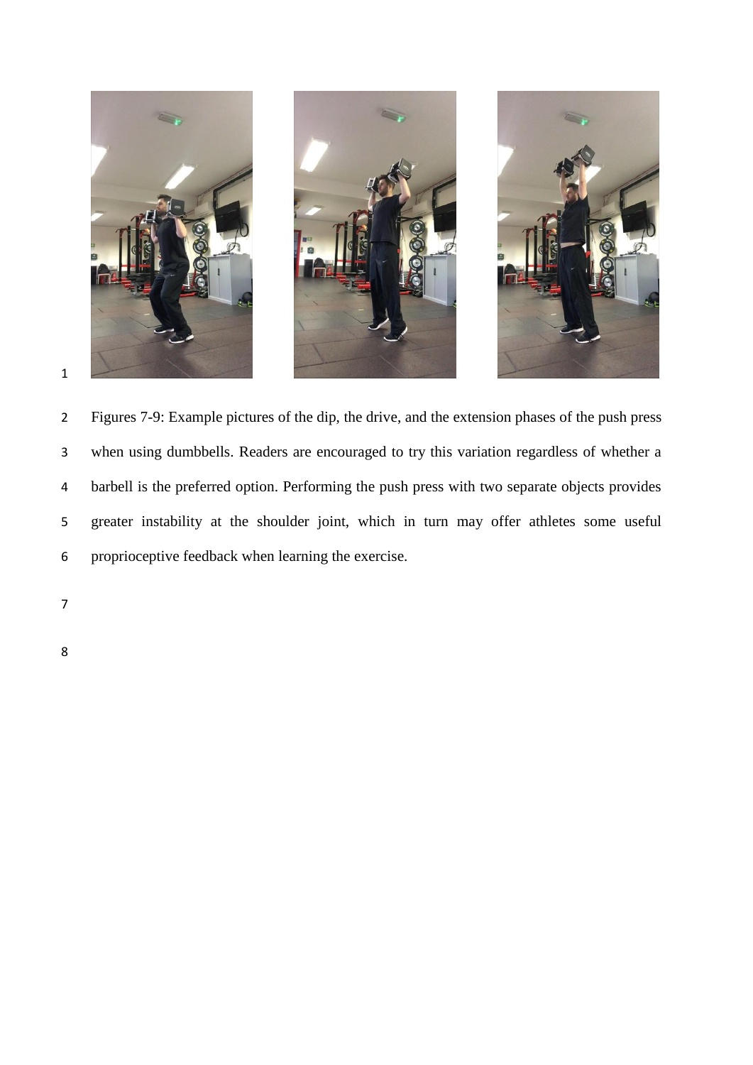Figures 7-9: Example pictures of the dip, the drive, and the extension phases of the push press when using dumbbells. Readers are encouraged to try this variation regardless of whether a barbell is the preferred option. Performing the push press with two separate objects provides greater instability at the shoulder joint, which in turn may offer athletes some useful proprioceptive feedback when learning the exercise.